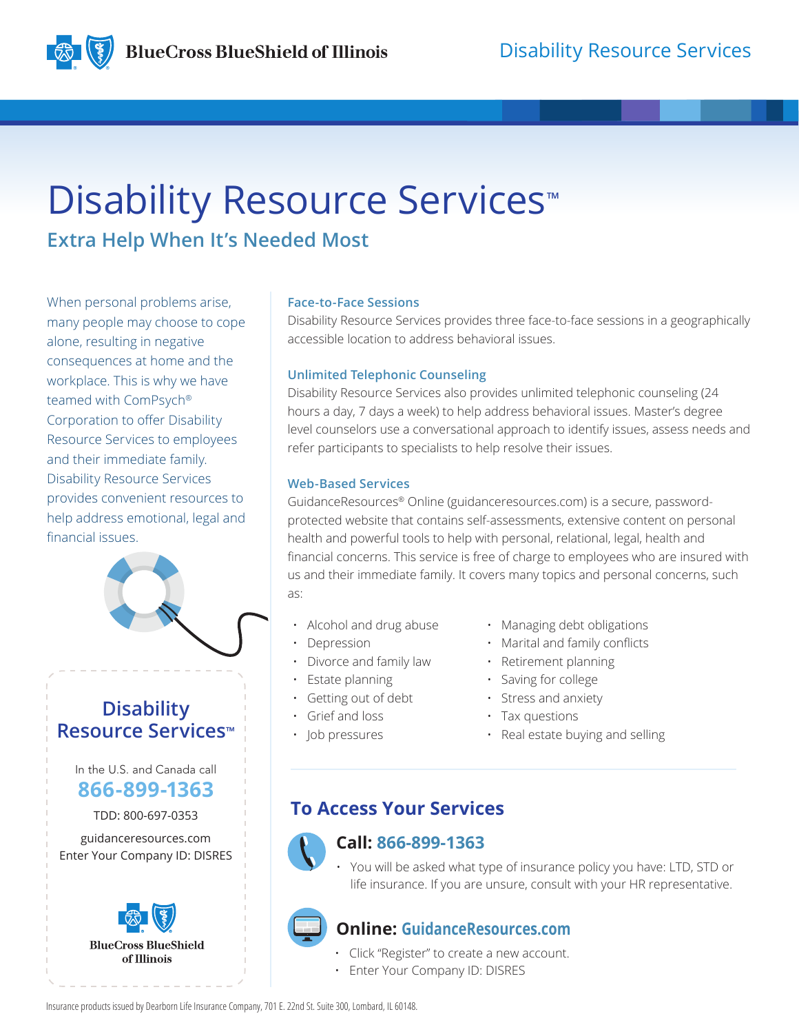# Disability Resource Services™

## Extra Help When It's Needed Most

When personal problems arise, many people may choose to cope alone, resulting in negative consequences at home and the workplace. This is why we have teamed with ComPsych® Corporation to offer Disability Resource Services to employees and their immediate family. Disability Resource Services provides convenient resources to help address emotional, legal and financial issues.

### Face-to-Face Sessions

Disability Resource Services provides three face-to-face sessions in a geographically accessible location to address behavioral issues.

### Unlimited Telephonic Counseling

Disability Resource Services also provides unlimited telephonic counseling (24 hours a day, 7 days a week) to help address behavioral issues. Master's degree level counselors use a conversational approach to identify issues, assess needs and refer participants to specialists to help resolve their issues.

### Web-Based Services

GuidanceResources® Online (guidanceresources.com) is a secure, password-protected website that contains self-assessments, extensive content on personal health and powerful tools to help with personal, relational, legal, health and financial concerns. This service is free of charge to employees who are insured with us and their immediate family. It covers many topics and personal concerns, such as:

- Alcohol and drug abuse
- Depression
- Divorce and family law
- Estate planning
- Getting out of debt
- Grief and loss
- Job pressures
- Managing debt obligations
- Marital and family conflicts
- Retirement planning
- Saving for college
- Stress and anxiety
- Tax questions
- Real estate buying and selling

## To Access Your Services

### Call: 866-899-1363

- You will be asked what type of insurance policy you have: LTD, STD or life insurance. If you are unsure, consult with your HR representative.

### Online: GuidanceResources.com

- Click "Register" to create a new account.
- Enter Your Company ID: DISRES

---

**Disability Resource Services™**

In the U.S. and Canada call
**866-899-1363**

TDD: 800-697-0353

guidanceresources.com
Enter Your Company ID: DISRES

BlueCross BlueShield of Illinois

Insurance products issued by Dearborn Life Insurance Company, 701 E. 22nd St. Suite 300, Lombard, IL 60148.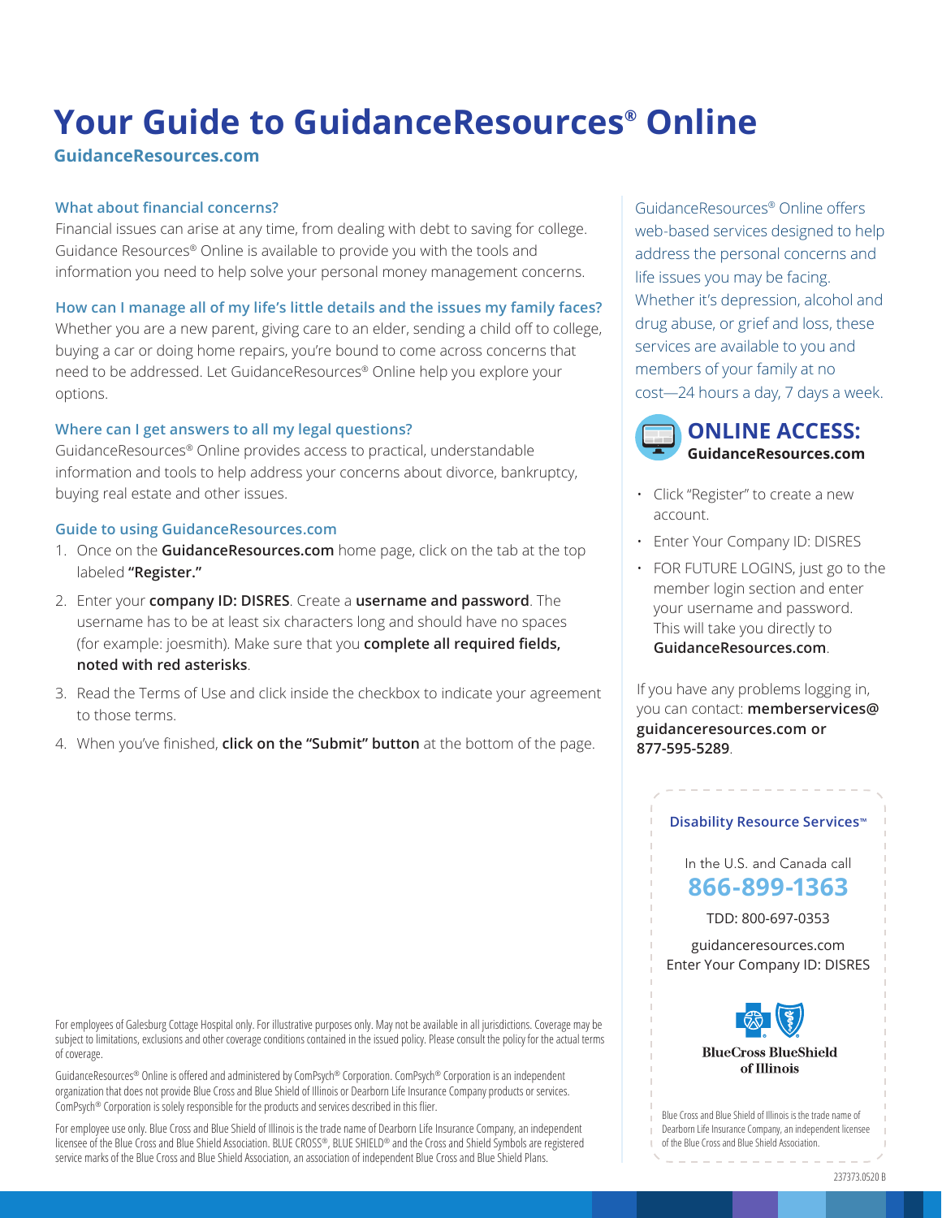# Your Guide to GuidanceResources® Online

**GuidanceResources.com**

### What about financial concerns?

Financial issues can arise at any time, from dealing with debt to saving for college. Guidance Resources® Online is available to provide you with the tools and information you need to help solve your personal money management concerns.

### How can I manage all of my life's little details and the issues my family faces?

Whether you are a new parent, giving care to an elder, sending a child off to college, buying a car or doing home repairs, you're bound to come across concerns that need to be addressed. Let GuidanceResources® Online help you explore your options.

### Where can I get answers to all my legal questions?

GuidanceResources® Online provides access to practical, understandable information and tools to help address your concerns about divorce, bankruptcy, buying real estate and other issues.

### Guide to using GuidanceResources.com

1. Once on the **GuidanceResources.com** home page, click on the tab at the top labeled **"Register."**
2. Enter your **company ID: DISRES**. Create a **username and password**. The username has to be at least six characters long and should have no spaces (for example: joesmith). Make sure that you **complete all required fields, noted with red asterisks**.
3. Read the Terms of Use and click inside the checkbox to indicate your agreement to those terms.
4. When you've finished, **click on the "Submit" button** at the bottom of the page.

GuidanceResources® Online offers web-based services designed to help address the personal concerns and life issues you may be facing. Whether it's depression, alcohol and drug abuse, or grief and loss, these services are available to you and members of your family at no cost—24 hours a day, 7 days a week.

## ONLINE ACCESS:

**GuidanceResources.com**

- Click "Register" to create a new account.
- Enter Your Company ID: DISRES
- FOR FUTURE LOGINS, just go to the member login section and enter your username and password. This will take you directly to **GuidanceResources.com**.

If you have any problems logging in, you can contact: **memberservices@guidanceresources.com or 877-595-5289**.

**Disability Resource Services℠**

In the U.S. and Canada call

**866-899-1363**

TDD: 800-697-0353

guidanceresources.com

Enter Your Company ID: DISRES

BlueCross BlueShield of Illinois

Blue Cross and Blue Shield of Illinois is the trade name of Dearborn Life Insurance Company, an independent licensee of the Blue Cross and Blue Shield Association.

For employees of Galesburg Cottage Hospital only. For illustrative purposes only. May not be available in all jurisdictions. Coverage may be subject to limitations, exclusions and other coverage conditions contained in the issued policy. Please consult the policy for the actual terms of coverage.

GuidanceResources® Online is offered and administered by ComPsych® Corporation. ComPsych® Corporation is an independent organization that does not provide Blue Cross and Blue Shield of Illinois or Dearborn Life Insurance Company products or services. ComPsych® Corporation is solely responsible for the products and services described in this flier.

For employee use only. Blue Cross and Blue Shield of Illinois is the trade name of Dearborn Life Insurance Company, an independent licensee of the Blue Cross and Blue Shield Association. BLUE CROSS®, BLUE SHIELD® and the Cross and Shield Symbols are registered service marks of the Blue Cross and Blue Shield Association, an association of independent Blue Cross and Blue Shield Plans.

237373.0520 B